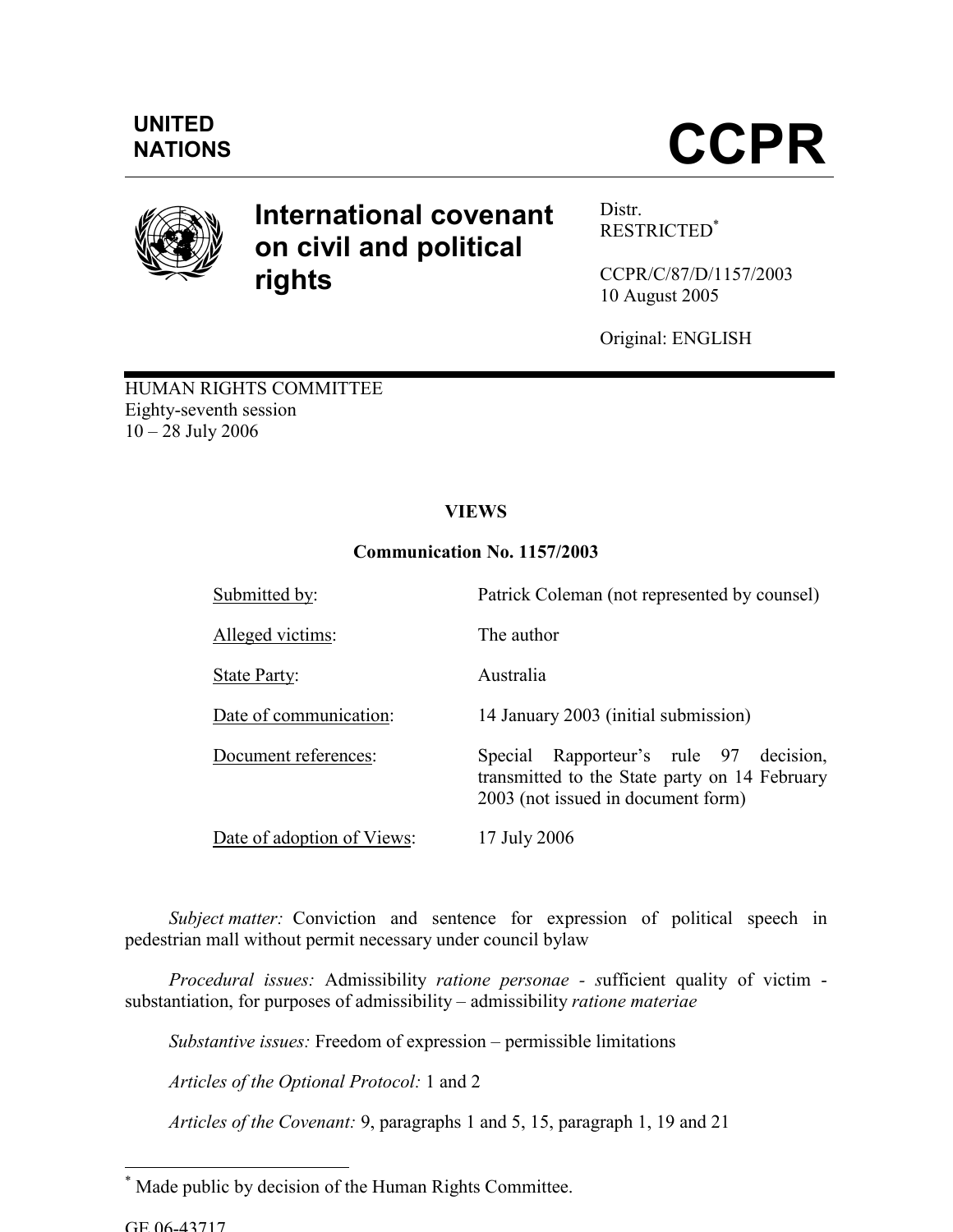UNITED NATIONS

# CCPR

## International covenant on civil and political rights

Distr.
RESTRICTED[*]

CCPR/C/87/D/1157/2003
10 August 2005

Original: ENGLISH

HUMAN RIGHTS COMMITTEE
Eighty-seventh session
10 – 28 July 2006

**VIEWS**

**Communication No. 1157/2003**

| | |
|---|---|
| Submitted by: | Patrick Coleman (not represented by counsel) |
| Alleged victims: | The author |
| State Party: | Australia |
| Date of communication: | 14 January 2003 (initial submission) |
| Document references: | Special Rapporteur's rule 97 decision, transmitted to the State party on 14 February 2003 (not issued in document form) |
| Date of adoption of Views: | 17 July 2006 |

*Subject matter:* Conviction and sentence for expression of political speech in pedestrian mall without permit necessary under council bylaw

*Procedural issues:* Admissibility *ratione personae* - *s*ufficient quality of victim - substantiation, for purposes of admissibility – admissibility *ratione materiae*

*Substantive issues:* Freedom of expression – permissible limitations

*Articles of the Optional Protocol:* 1 and 2

*Articles of the Covenant:* 9, paragraphs 1 and 5, 15, paragraph 1, 19 and 21

---

[*] Made public by decision of the Human Rights Committee.

GE.06-43717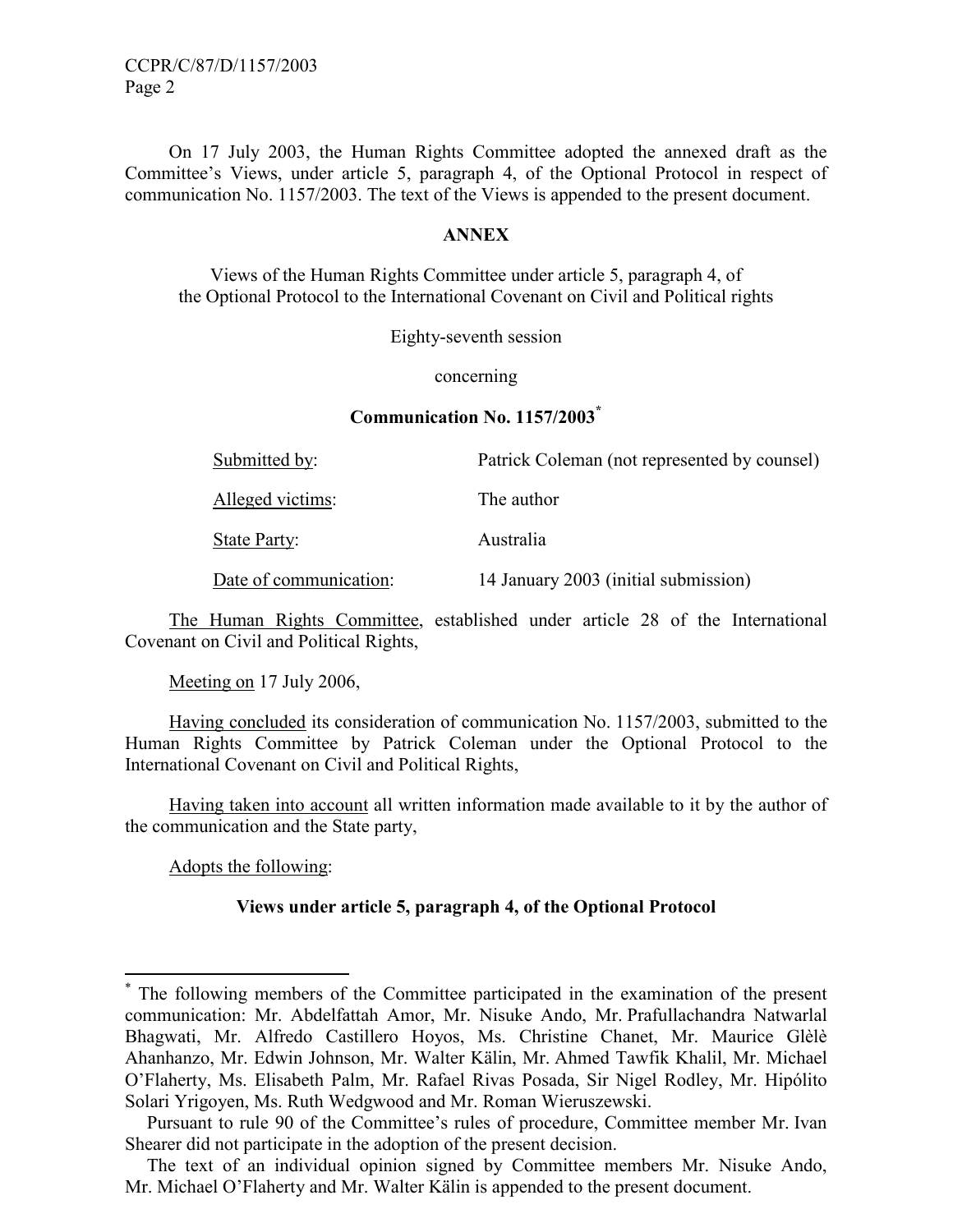On 17 July 2003, the Human Rights Committee adopted the annexed draft as the Committee's Views, under article 5, paragraph 4, of the Optional Protocol in respect of communication No. 1157/2003. The text of the Views is appended to the present document.

**ANNEX**

Views of the Human Rights Committee under article 5, paragraph 4, of the Optional Protocol to the International Covenant on Civil and Political rights

Eighty-seventh session

concerning

**Communication No. 1157/2003**[*]

| | |
|---|---|
| Submitted by: | Patrick Coleman (not represented by counsel) |
| Alleged victims: | The author |
| State Party: | Australia |
| Date of communication: | 14 January 2003 (initial submission) |

The Human Rights Committee, established under article 28 of the International Covenant on Civil and Political Rights,

Meeting on 17 July 2006,

Having concluded its consideration of communication No. 1157/2003, submitted to the Human Rights Committee by Patrick Coleman under the Optional Protocol to the International Covenant on Civil and Political Rights,

Having taken into account all written information made available to it by the author of the communication and the State party,

Adopts the following:

**Views under article 5, paragraph 4, of the Optional Protocol**

---

[*] The following members of the Committee participated in the examination of the present communication: Mr. Abdelfattah Amor, Mr. Nisuke Ando, Mr. Prafullachandra Natwarlal Bhagwati, Mr. Alfredo Castillero Hoyos, Ms. Christine Chanet, Mr. Maurice Glèlè Ahanhanzo, Mr. Edwin Johnson, Mr. Walter Kälin, Mr. Ahmed Tawfik Khalil, Mr. Michael O'Flaherty, Ms. Elisabeth Palm, Mr. Rafael Rivas Posada, Sir Nigel Rodley, Mr. Hipólito Solari Yrigoyen, Ms. Ruth Wedgwood and Mr. Roman Wieruszewski.

Pursuant to rule 90 of the Committee's rules of procedure, Committee member Mr. Ivan Shearer did not participate in the adoption of the present decision.

The text of an individual opinion signed by Committee members Mr. Nisuke Ando, Mr. Michael O'Flaherty and Mr. Walter Kälin is appended to the present document.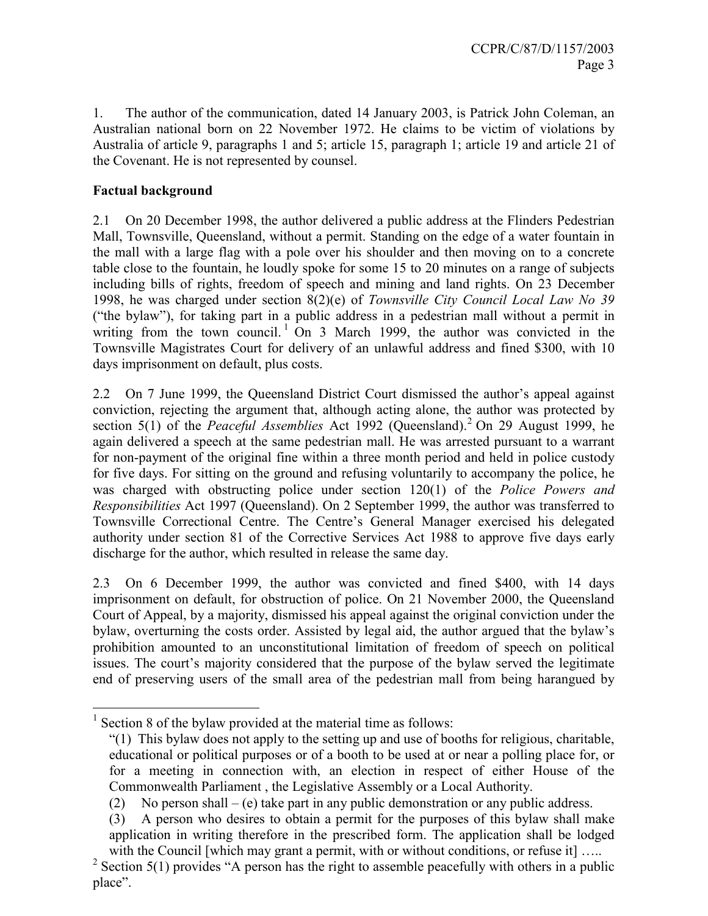1. The author of the communication, dated 14 January 2003, is Patrick John Coleman, an Australian national born on 22 November 1972. He claims to be victim of violations by Australia of article 9, paragraphs 1 and 5; article 15, paragraph 1; article 19 and article 21 of the Covenant. He is not represented by counsel.

**Factual background**

2.1 On 20 December 1998, the author delivered a public address at the Flinders Pedestrian Mall, Townsville, Queensland, without a permit. Standing on the edge of a water fountain in the mall with a large flag with a pole over his shoulder and then moving on to a concrete table close to the fountain, he loudly spoke for some 15 to 20 minutes on a range of subjects including bills of rights, freedom of speech and mining and land rights. On 23 December 1998, he was charged under section 8(2)(e) of *Townsville City Council Local Law No 39* ("the bylaw"), for taking part in a public address in a pedestrian mall without a permit in writing from the town council.[1] On 3 March 1999, the author was convicted in the Townsville Magistrates Court for delivery of an unlawful address and fined $300, with 10 days imprisonment on default, plus costs.

2.2 On 7 June 1999, the Queensland District Court dismissed the author's appeal against conviction, rejecting the argument that, although acting alone, the author was protected by section 5(1) of the *Peaceful Assemblies* Act 1992 (Queensland).[2] On 29 August 1999, he again delivered a speech at the same pedestrian mall. He was arrested pursuant to a warrant for non-payment of the original fine within a three month period and held in police custody for five days. For sitting on the ground and refusing voluntarily to accompany the police, he was charged with obstructing police under section 120(1) of the *Police Powers and Responsibilities* Act 1997 (Queensland). On 2 September 1999, the author was transferred to Townsville Correctional Centre. The Centre's General Manager exercised his delegated authority under section 81 of the Corrective Services Act 1988 to approve five days early discharge for the author, which resulted in release the same day.

2.3 On 6 December 1999, the author was convicted and fined $400, with 14 days imprisonment on default, for obstruction of police. On 21 November 2000, the Queensland Court of Appeal, by a majority, dismissed his appeal against the original conviction under the bylaw, overturning the costs order. Assisted by legal aid, the author argued that the bylaw's prohibition amounted to an unconstitutional limitation of freedom of speech on political issues. The court's majority considered that the purpose of the bylaw served the legitimate end of preserving users of the small area of the pedestrian mall from being harangued by

---

[1] Section 8 of the bylaw provided at the material time as follows:

"(1) This bylaw does not apply to the setting up and use of booths for religious, charitable, educational or political purposes or of a booth to be used at or near a polling place for, or for a meeting in connection with, an election in respect of either House of the Commonwealth Parliament , the Legislative Assembly or a Local Authority.

(2) No person shall – (e) take part in any public demonstration or any public address.

(3) A person who desires to obtain a permit for the purposes of this bylaw shall make application in writing therefore in the prescribed form. The application shall be lodged with the Council [which may grant a permit, with or without conditions, or refuse it] …..

[2] Section 5(1) provides "A person has the right to assemble peacefully with others in a public place".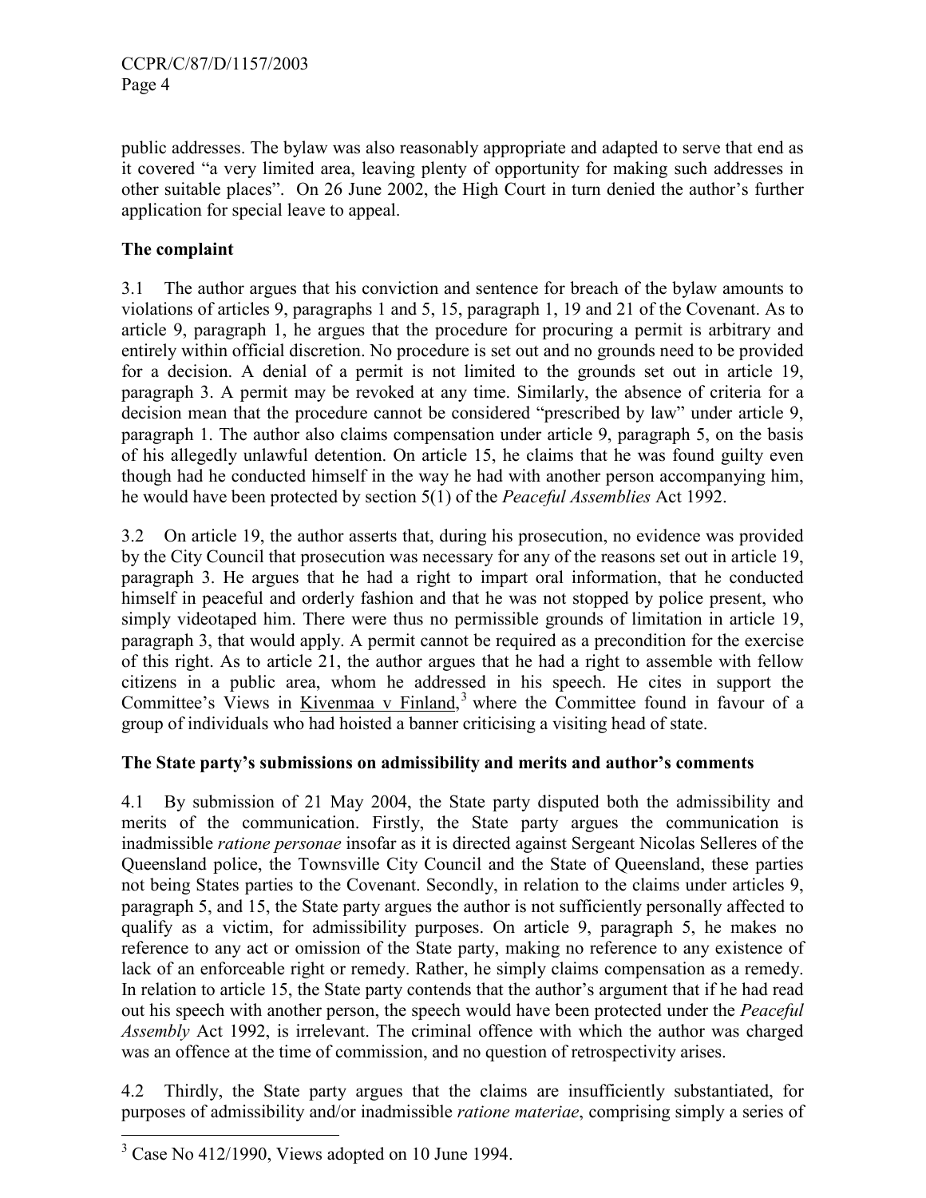public addresses. The bylaw was also reasonably appropriate and adapted to serve that end as it covered "a very limited area, leaving plenty of opportunity for making such addresses in other suitable places". On 26 June 2002, the High Court in turn denied the author's further application for special leave to appeal.

### The complaint

3.1 The author argues that his conviction and sentence for breach of the bylaw amounts to violations of articles 9, paragraphs 1 and 5, 15, paragraph 1, 19 and 21 of the Covenant. As to article 9, paragraph 1, he argues that the procedure for procuring a permit is arbitrary and entirely within official discretion. No procedure is set out and no grounds need to be provided for a decision. A denial of a permit is not limited to the grounds set out in article 19, paragraph 3. A permit may be revoked at any time. Similarly, the absence of criteria for a decision mean that the procedure cannot be considered "prescribed by law" under article 9, paragraph 1. The author also claims compensation under article 9, paragraph 5, on the basis of his allegedly unlawful detention. On article 15, he claims that he was found guilty even though had he conducted himself in the way he had with another person accompanying him, he would have been protected by section 5(1) of the *Peaceful Assemblies* Act 1992.

3.2 On article 19, the author asserts that, during his prosecution, no evidence was provided by the City Council that prosecution was necessary for any of the reasons set out in article 19, paragraph 3. He argues that he had a right to impart oral information, that he conducted himself in peaceful and orderly fashion and that he was not stopped by police present, who simply videotaped him. There were thus no permissible grounds of limitation in article 19, paragraph 3, that would apply. A permit cannot be required as a precondition for the exercise of this right. As to article 21, the author argues that he had a right to assemble with fellow citizens in a public area, whom he addressed in his speech. He cites in support the Committee's Views in Kivenmaa v Finland,[3] where the Committee found in favour of a group of individuals who had hoisted a banner criticising a visiting head of state.

### The State party's submissions on admissibility and merits and author's comments

4.1 By submission of 21 May 2004, the State party disputed both the admissibility and merits of the communication. Firstly, the State party argues the communication is inadmissible *ratione personae* insofar as it is directed against Sergeant Nicolas Selleres of the Queensland police, the Townsville City Council and the State of Queensland, these parties not being States parties to the Covenant. Secondly, in relation to the claims under articles 9, paragraph 5, and 15, the State party argues the author is not sufficiently personally affected to qualify as a victim, for admissibility purposes. On article 9, paragraph 5, he makes no reference to any act or omission of the State party, making no reference to any existence of lack of an enforceable right or remedy. Rather, he simply claims compensation as a remedy. In relation to article 15, the State party contends that the author's argument that if he had read out his speech with another person, the speech would have been protected under the *Peaceful Assembly* Act 1992, is irrelevant. The criminal offence with which the author was charged was an offence at the time of commission, and no question of retrospectivity arises.

4.2 Thirdly, the State party argues that the claims are insufficiently substantiated, for purposes of admissibility and/or inadmissible *ratione materiae*, comprising simply a series of

[3] Case No 412/1990, Views adopted on 10 June 1994.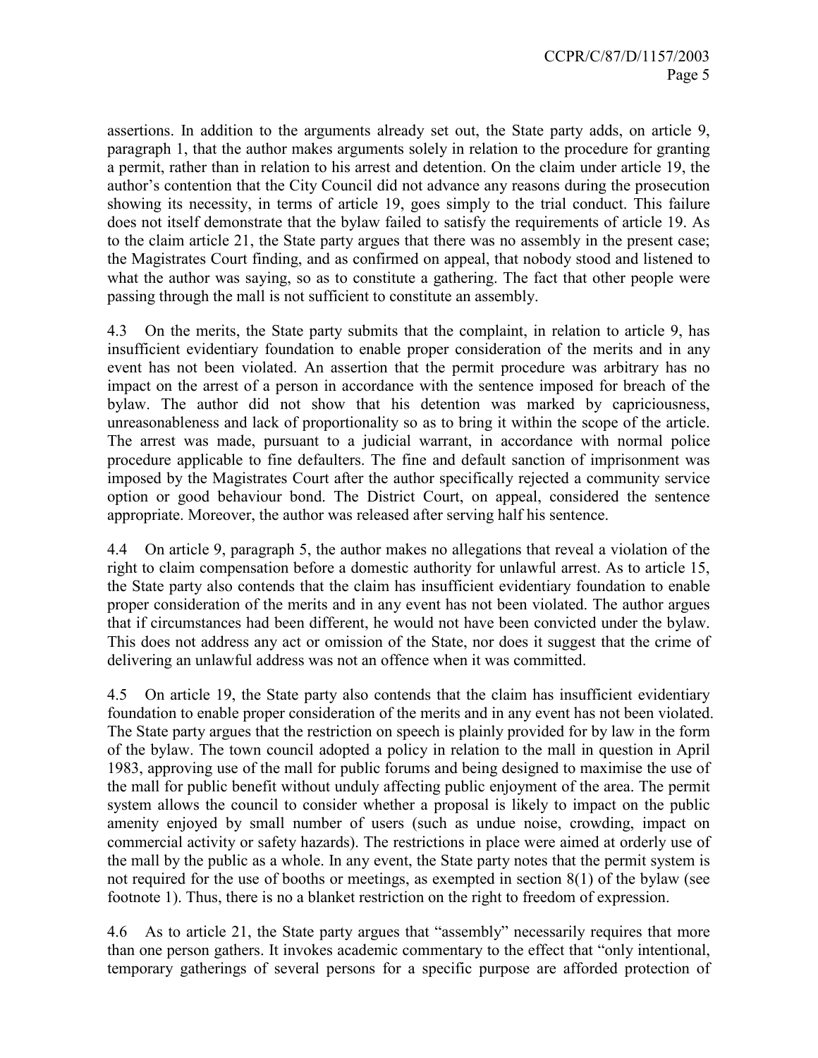assertions. In addition to the arguments already set out, the State party adds, on article 9, paragraph 1, that the author makes arguments solely in relation to the procedure for granting a permit, rather than in relation to his arrest and detention. On the claim under article 19, the author's contention that the City Council did not advance any reasons during the prosecution showing its necessity, in terms of article 19, goes simply to the trial conduct. This failure does not itself demonstrate that the bylaw failed to satisfy the requirements of article 19. As to the claim article 21, the State party argues that there was no assembly in the present case; the Magistrates Court finding, and as confirmed on appeal, that nobody stood and listened to what the author was saying, so as to constitute a gathering. The fact that other people were passing through the mall is not sufficient to constitute an assembly.

4.3 On the merits, the State party submits that the complaint, in relation to article 9, has insufficient evidentiary foundation to enable proper consideration of the merits and in any event has not been violated. An assertion that the permit procedure was arbitrary has no impact on the arrest of a person in accordance with the sentence imposed for breach of the bylaw. The author did not show that his detention was marked by capriciousness, unreasonableness and lack of proportionality so as to bring it within the scope of the article. The arrest was made, pursuant to a judicial warrant, in accordance with normal police procedure applicable to fine defaulters. The fine and default sanction of imprisonment was imposed by the Magistrates Court after the author specifically rejected a community service option or good behaviour bond. The District Court, on appeal, considered the sentence appropriate. Moreover, the author was released after serving half his sentence.

4.4 On article 9, paragraph 5, the author makes no allegations that reveal a violation of the right to claim compensation before a domestic authority for unlawful arrest. As to article 15, the State party also contends that the claim has insufficient evidentiary foundation to enable proper consideration of the merits and in any event has not been violated. The author argues that if circumstances had been different, he would not have been convicted under the bylaw. This does not address any act or omission of the State, nor does it suggest that the crime of delivering an unlawful address was not an offence when it was committed.

4.5 On article 19, the State party also contends that the claim has insufficient evidentiary foundation to enable proper consideration of the merits and in any event has not been violated. The State party argues that the restriction on speech is plainly provided for by law in the form of the bylaw. The town council adopted a policy in relation to the mall in question in April 1983, approving use of the mall for public forums and being designed to maximise the use of the mall for public benefit without unduly affecting public enjoyment of the area. The permit system allows the council to consider whether a proposal is likely to impact on the public amenity enjoyed by small number of users (such as undue noise, crowding, impact on commercial activity or safety hazards). The restrictions in place were aimed at orderly use of the mall by the public as a whole. In any event, the State party notes that the permit system is not required for the use of booths or meetings, as exempted in section 8(1) of the bylaw (see footnote 1). Thus, there is no a blanket restriction on the right to freedom of expression.

4.6 As to article 21, the State party argues that "assembly" necessarily requires that more than one person gathers. It invokes academic commentary to the effect that "only intentional, temporary gatherings of several persons for a specific purpose are afforded protection of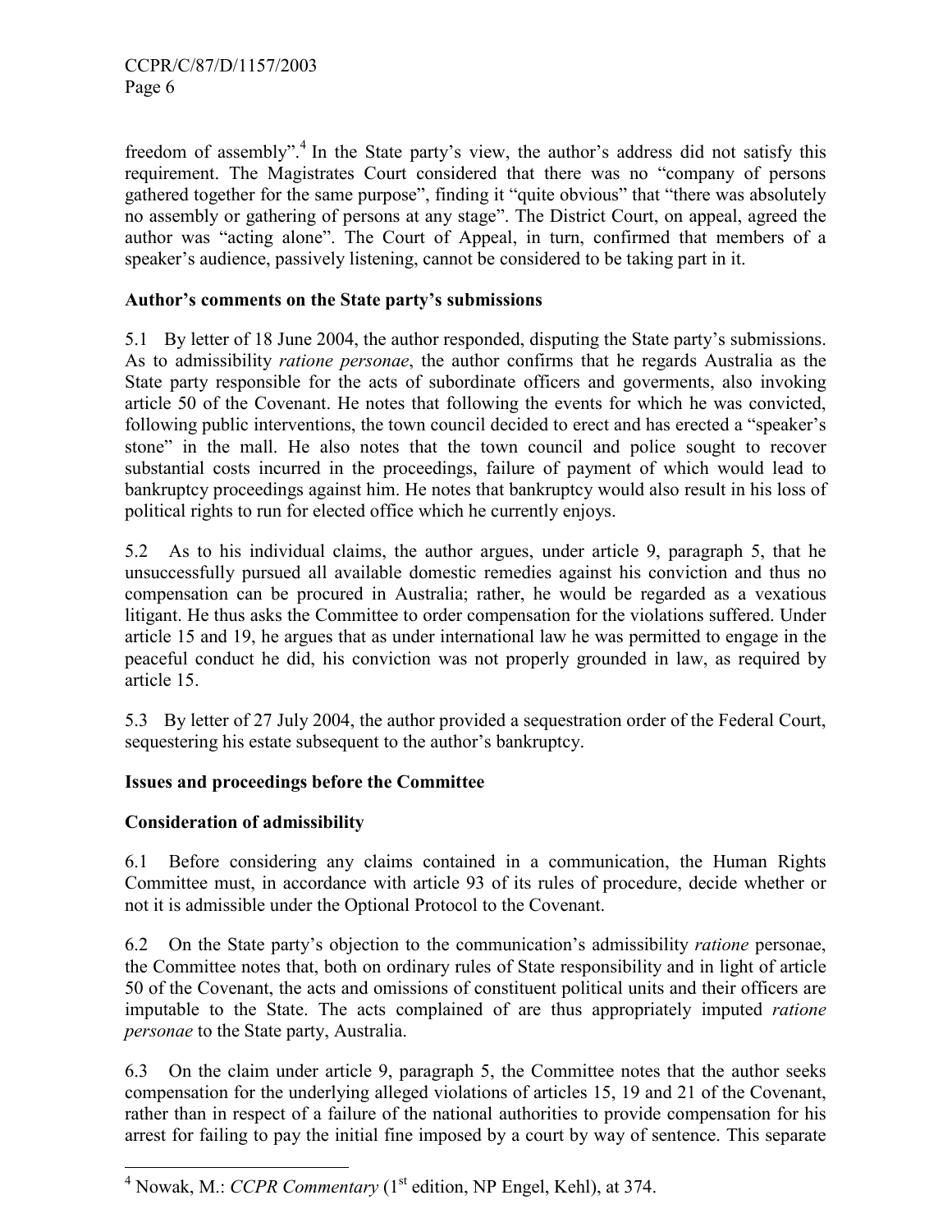freedom of assembly".[4] In the State party's view, the author's address did not satisfy this requirement. The Magistrates Court considered that there was no "company of persons gathered together for the same purpose", finding it "quite obvious" that "there was absolutely no assembly or gathering of persons at any stage". The District Court, on appeal, agreed the author was "acting alone". The Court of Appeal, in turn, confirmed that members of a speaker's audience, passively listening, cannot be considered to be taking part in it.

**Author's comments on the State party's submissions**

5.1 By letter of 18 June 2004, the author responded, disputing the State party's submissions. As to admissibility *ratione personae*, the author confirms that he regards Australia as the State party responsible for the acts of subordinate officers and goverments, also invoking article 50 of the Covenant. He notes that following the events for which he was convicted, following public interventions, the town council decided to erect and has erected a "speaker's stone" in the mall. He also notes that the town council and police sought to recover substantial costs incurred in the proceedings, failure of payment of which would lead to bankruptcy proceedings against him. He notes that bankruptcy would also result in his loss of political rights to run for elected office which he currently enjoys.

5.2 As to his individual claims, the author argues, under article 9, paragraph 5, that he unsuccessfully pursued all available domestic remedies against his conviction and thus no compensation can be procured in Australia; rather, he would be regarded as a vexatious litigant. He thus asks the Committee to order compensation for the violations suffered. Under article 15 and 19, he argues that as under international law he was permitted to engage in the peaceful conduct he did, his conviction was not properly grounded in law, as required by article 15.

5.3 By letter of 27 July 2004, the author provided a sequestration order of the Federal Court, sequestering his estate subsequent to the author's bankruptcy.

**Issues and proceedings before the Committee**

**Consideration of admissibility**

6.1 Before considering any claims contained in a communication, the Human Rights Committee must, in accordance with article 93 of its rules of procedure, decide whether or not it is admissible under the Optional Protocol to the Covenant.

6.2 On the State party's objection to the communication's admissibility *ratione* personae, the Committee notes that, both on ordinary rules of State responsibility and in light of article 50 of the Covenant, the acts and omissions of constituent political units and their officers are imputable to the State. The acts complained of are thus appropriately imputed *ratione personae* to the State party, Australia.

6.3 On the claim under article 9, paragraph 5, the Committee notes that the author seeks compensation for the underlying alleged violations of articles 15, 19 and 21 of the Covenant, rather than in respect of a failure of the national authorities to provide compensation for his arrest for failing to pay the initial fine imposed by a court by way of sentence. This separate

---

[4] Nowak, M.: *CCPR Commentary* (1st edition, NP Engel, Kehl), at 374.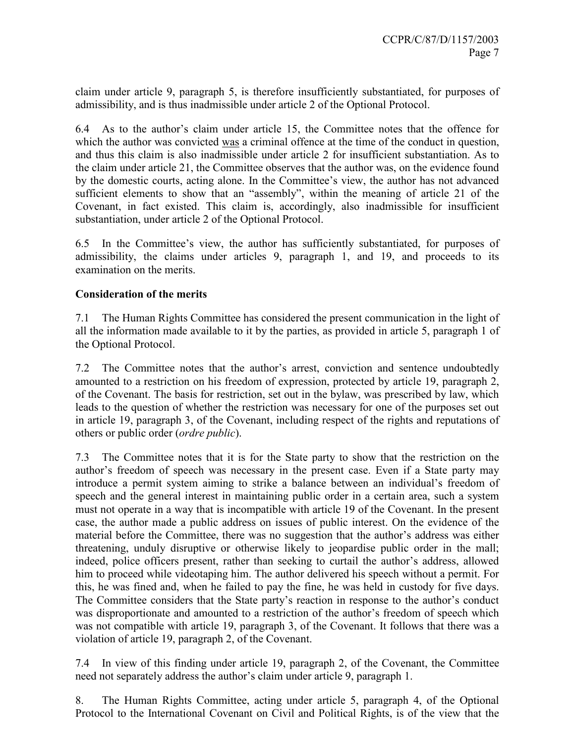claim under article 9, paragraph 5, is therefore insufficiently substantiated, for purposes of admissibility, and is thus inadmissible under article 2 of the Optional Protocol.

6.4 As to the author's claim under article 15, the Committee notes that the offence for which the author was convicted <u>was</u> a criminal offence at the time of the conduct in question, and thus this claim is also inadmissible under article 2 for insufficient substantiation. As to the claim under article 21, the Committee observes that the author was, on the evidence found by the domestic courts, acting alone. In the Committee's view, the author has not advanced sufficient elements to show that an "assembly", within the meaning of article 21 of the Covenant, in fact existed. This claim is, accordingly, also inadmissible for insufficient substantiation, under article 2 of the Optional Protocol.

6.5 In the Committee's view, the author has sufficiently substantiated, for purposes of admissibility, the claims under articles 9, paragraph 1, and 19, and proceeds to its examination on the merits.

**Consideration of the merits**

7.1 The Human Rights Committee has considered the present communication in the light of all the information made available to it by the parties, as provided in article 5, paragraph 1 of the Optional Protocol.

7.2 The Committee notes that the author's arrest, conviction and sentence undoubtedly amounted to a restriction on his freedom of expression, protected by article 19, paragraph 2, of the Covenant. The basis for restriction, set out in the bylaw, was prescribed by law, which leads to the question of whether the restriction was necessary for one of the purposes set out in article 19, paragraph 3, of the Covenant, including respect of the rights and reputations of others or public order (*ordre public*).

7.3 The Committee notes that it is for the State party to show that the restriction on the author's freedom of speech was necessary in the present case. Even if a State party may introduce a permit system aiming to strike a balance between an individual's freedom of speech and the general interest in maintaining public order in a certain area, such a system must not operate in a way that is incompatible with article 19 of the Covenant. In the present case, the author made a public address on issues of public interest. On the evidence of the material before the Committee, there was no suggestion that the author's address was either threatening, unduly disruptive or otherwise likely to jeopardise public order in the mall; indeed, police officers present, rather than seeking to curtail the author's address, allowed him to proceed while videotaping him. The author delivered his speech without a permit. For this, he was fined and, when he failed to pay the fine, he was held in custody for five days. The Committee considers that the State party's reaction in response to the author's conduct was disproportionate and amounted to a restriction of the author's freedom of speech which was not compatible with article 19, paragraph 3, of the Covenant. It follows that there was a violation of article 19, paragraph 2, of the Covenant.

7.4 In view of this finding under article 19, paragraph 2, of the Covenant, the Committee need not separately address the author's claim under article 9, paragraph 1.

8. The Human Rights Committee, acting under article 5, paragraph 4, of the Optional Protocol to the International Covenant on Civil and Political Rights, is of the view that the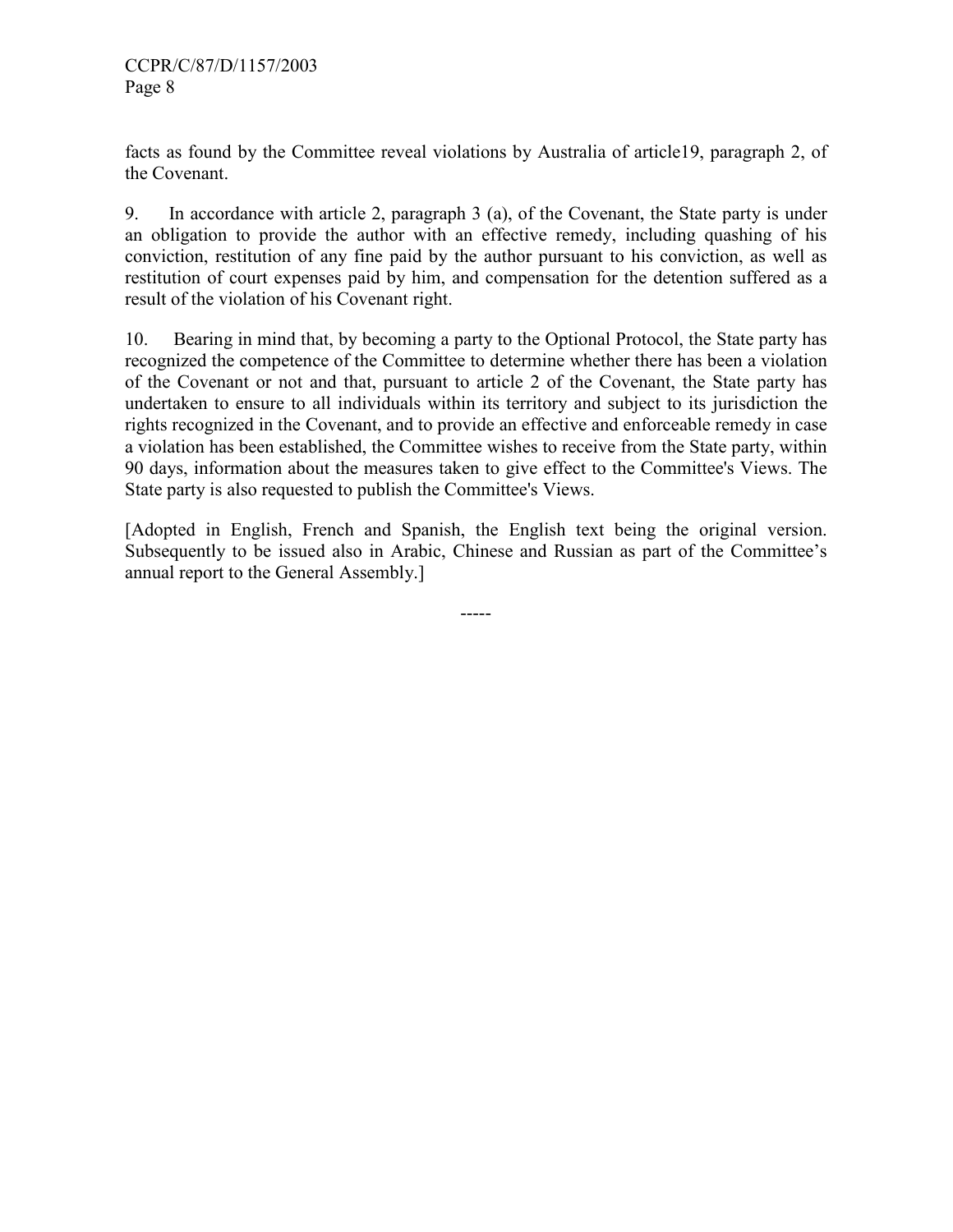facts as found by the Committee reveal violations by Australia of article19, paragraph 2, of the Covenant.

9. In accordance with article 2, paragraph 3 (a), of the Covenant, the State party is under an obligation to provide the author with an effective remedy, including quashing of his conviction, restitution of any fine paid by the author pursuant to his conviction, as well as restitution of court expenses paid by him, and compensation for the detention suffered as a result of the violation of his Covenant right.

10. Bearing in mind that, by becoming a party to the Optional Protocol, the State party has recognized the competence of the Committee to determine whether there has been a violation of the Covenant or not and that, pursuant to article 2 of the Covenant, the State party has undertaken to ensure to all individuals within its territory and subject to its jurisdiction the rights recognized in the Covenant, and to provide an effective and enforceable remedy in case a violation has been established, the Committee wishes to receive from the State party, within 90 days, information about the measures taken to give effect to the Committee's Views. The State party is also requested to publish the Committee's Views.

[Adopted in English, French and Spanish, the English text being the original version. Subsequently to be issued also in Arabic, Chinese and Russian as part of the Committee's annual report to the General Assembly.]

-----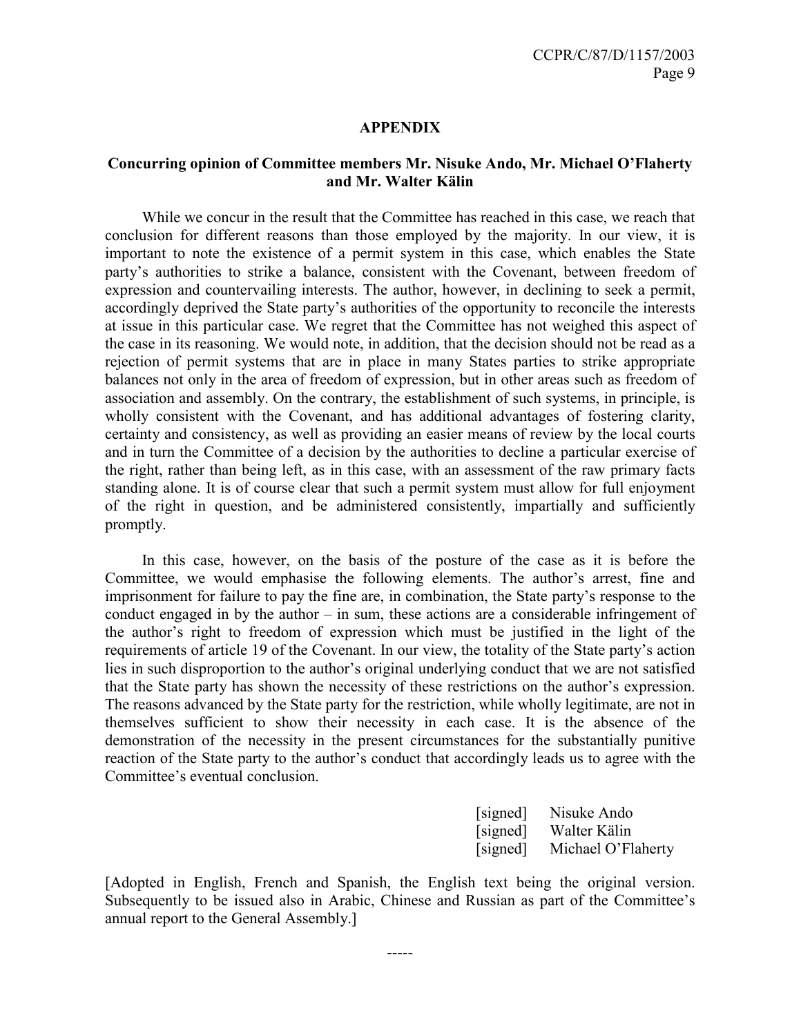# APPENDIX

## Concurring opinion of Committee members Mr. Nisuke Ando, Mr. Michael O'Flaherty and Mr. Walter Kälin

While we concur in the result that the Committee has reached in this case, we reach that conclusion for different reasons than those employed by the majority. In our view, it is important to note the existence of a permit system in this case, which enables the State party's authorities to strike a balance, consistent with the Covenant, between freedom of expression and countervailing interests. The author, however, in declining to seek a permit, accordingly deprived the State party's authorities of the opportunity to reconcile the interests at issue in this particular case. We regret that the Committee has not weighed this aspect of the case in its reasoning. We would note, in addition, that the decision should not be read as a rejection of permit systems that are in place in many States parties to strike appropriate balances not only in the area of freedom of expression, but in other areas such as freedom of association and assembly. On the contrary, the establishment of such systems, in principle, is wholly consistent with the Covenant, and has additional advantages of fostering clarity, certainty and consistency, as well as providing an easier means of review by the local courts and in turn the Committee of a decision by the authorities to decline a particular exercise of the right, rather than being left, as in this case, with an assessment of the raw primary facts standing alone. It is of course clear that such a permit system must allow for full enjoyment of the right in question, and be administered consistently, impartially and sufficiently promptly.

In this case, however, on the basis of the posture of the case as it is before the Committee, we would emphasise the following elements. The author's arrest, fine and imprisonment for failure to pay the fine are, in combination, the State party's response to the conduct engaged in by the author – in sum, these actions are a considerable infringement of the author's right to freedom of expression which must be justified in the light of the requirements of article 19 of the Covenant. In our view, the totality of the State party's action lies in such disproportion to the author's original underlying conduct that we are not satisfied that the State party has shown the necessity of these restrictions on the author's expression. The reasons advanced by the State party for the restriction, while wholly legitimate, are not in themselves sufficient to show their necessity in each case. It is the absence of the demonstration of the necessity in the present circumstances for the substantially punitive reaction of the State party to the author's conduct that accordingly leads us to agree with the Committee's eventual conclusion.

[signed] Nisuke Ando
[signed] Walter Kälin
[signed] Michael O'Flaherty

[Adopted in English, French and Spanish, the English text being the original version. Subsequently to be issued also in Arabic, Chinese and Russian as part of the Committee's annual report to the General Assembly.]

-----